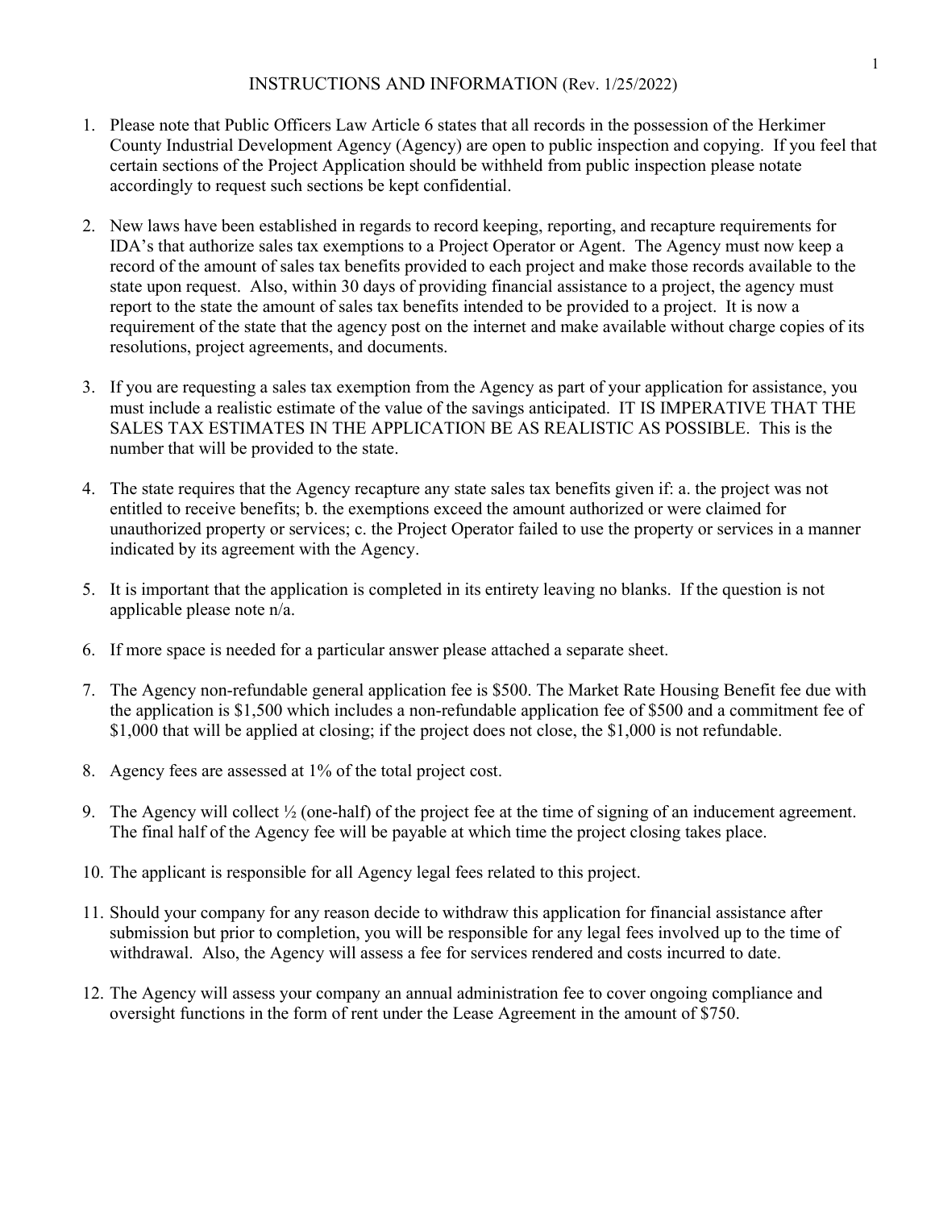# INSTRUCTIONS AND INFORMATION (Rev. 1/25/2022)

1. Please note that Public Officers Law Article 6 states that all records in the possession of the Herkimer County Industrial Development Agency (Agency) are open to public inspection and copying. If you feel that certain sections of the Project Application should be withheld from public inspection please notate accordingly to request such sections be kept confidential.

2. New laws have been established in regards to record keeping, reporting, and recapture requirements for IDA's that authorize sales tax exemptions to a Project Operator or Agent. The Agency must now keep a record of the amount of sales tax benefits provided to each project and make those records available to the state upon request. Also, within 30 days of providing financial assistance to a project, the agency must report to the state the amount of sales tax benefits intended to be provided to a project. It is now a requirement of the state that the agency post on the internet and make available without charge copies of its resolutions, project agreements, and documents.

3. If you are requesting a sales tax exemption from the Agency as part of your application for assistance, you must include a realistic estimate of the value of the savings anticipated. IT IS IMPERATIVE THAT THE SALES TAX ESTIMATES IN THE APPLICATION BE AS REALISTIC AS POSSIBLE. This is the number that will be provided to the state.

4. The state requires that the Agency recapture any state sales tax benefits given if: a. the project was not entitled to receive benefits; b. the exemptions exceed the amount authorized or were claimed for unauthorized property or services; c. the Project Operator failed to use the property or services in a manner indicated by its agreement with the Agency.

5. It is important that the application is completed in its entirety leaving no blanks. If the question is not applicable please note n/a.

6. If more space is needed for a particular answer please attached a separate sheet.

7. The Agency non-refundable general application fee is $500. The Market Rate Housing Benefit fee due with the application is $1,500 which includes a non-refundable application fee of $500 and a commitment fee of $1,000 that will be applied at closing; if the project does not close, the $1,000 is not refundable.

8. Agency fees are assessed at 1% of the total project cost.

9. The Agency will collect ½ (one-half) of the project fee at the time of signing of an inducement agreement. The final half of the Agency fee will be payable at which time the project closing takes place.

10. The applicant is responsible for all Agency legal fees related to this project.

11. Should your company for any reason decide to withdraw this application for financial assistance after submission but prior to completion, you will be responsible for any legal fees involved up to the time of withdrawal. Also, the Agency will assess a fee for services rendered and costs incurred to date.

12. The Agency will assess your company an annual administration fee to cover ongoing compliance and oversight functions in the form of rent under the Lease Agreement in the amount of $750.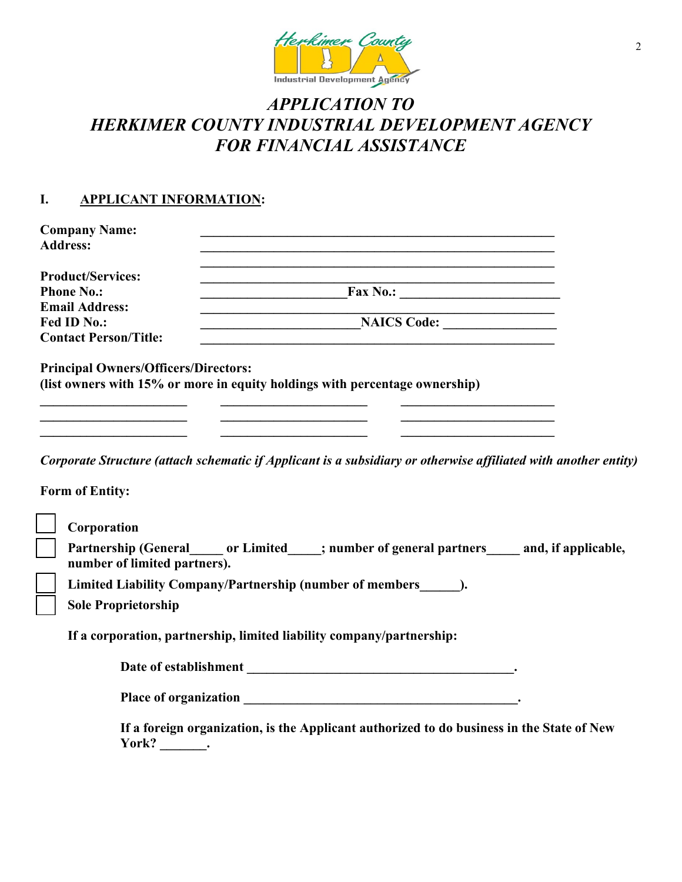# *APPLICATION TO HERKIMER COUNTY INDUSTRIAL DEVELOPMENT AGENCY FOR FINANCIAL ASSISTANCE*

## I. APPLICANT INFORMATION:

**Company Name:** ________________________________________________

**Address:** ________________________________________________

________________________________________________

**Product/Services:** ________________________________________________

**Phone No.:** ______________________ **Fax No.:** ______________________

**Email Address:** ________________________________________________

**Fed ID No.:** ______________________ **NAICS Code:** ______________________

**Contact Person/Title:** ________________________________________________

**Principal Owners/Officers/Directors:**
**(list owners with 15% or more in equity holdings with percentage ownership)**

______________________ ______________________ ______________________

______________________ ______________________ ______________________

______________________ ______________________ ______________________

***Corporate Structure (attach schematic if Applicant is a subsidiary or otherwise affiliated with another entity)***

**Form of Entity:**

- ☐ **Corporation**
- ☐ **Partnership (General_____ or Limited_____; number of general partners_____ and, if applicable, number of limited partners).**
- ☐ **Limited Liability Company/Partnership (number of members______).**
- ☐ **Sole Proprietorship**

**If a corporation, partnership, limited liability company/partnership:**

**Date of establishment ________________________________________.**

**Place of organization ________________________________________.**

**If a foreign organization, is the Applicant authorized to do business in the State of New York? _______.**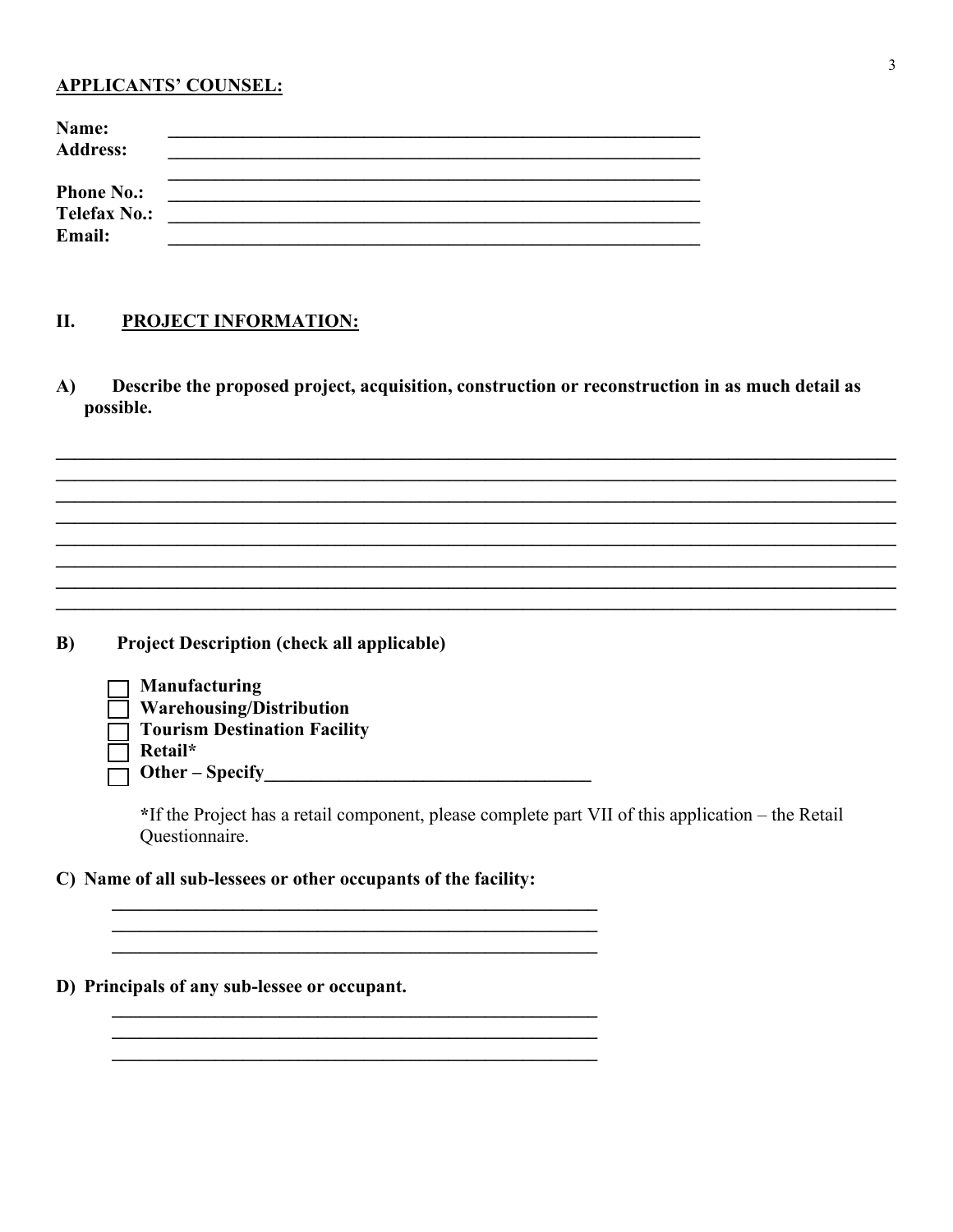**APPLICANTS' COUNSEL:**

**Name:** ____________________________________________________________

**Address:** ____________________________________________________________

____________________________________________________________

**Phone No.:** ____________________________________________________________

**Telefax No.:** ____________________________________________________________

**Email:** ____________________________________________________________

## II. PROJECT INFORMATION:

**A) Describe the proposed project, acquisition, construction or reconstruction in as much detail as possible.**

______________________________________________________________________________

______________________________________________________________________________

______________________________________________________________________________

______________________________________________________________________________

______________________________________________________________________________

______________________________________________________________________________

______________________________________________________________________________

______________________________________________________________________________

**B) Project Description (check all applicable)**

- ☐ **Manufacturing**
- ☐ **Warehousing/Distribution**
- ☐ **Tourism Destination Facility**
- ☐ **Retail***
- ☐ **Other – Specify**___________________________________

**\***If the Project has a retail component, please complete part VII of this application – the Retail Questionnaire.

**C) Name of all sub-lessees or other occupants of the facility:**

_______________________________________________________

_______________________________________________________

_______________________________________________________

**D) Principals of any sub-lessee or occupant.**

_______________________________________________________

_______________________________________________________

_______________________________________________________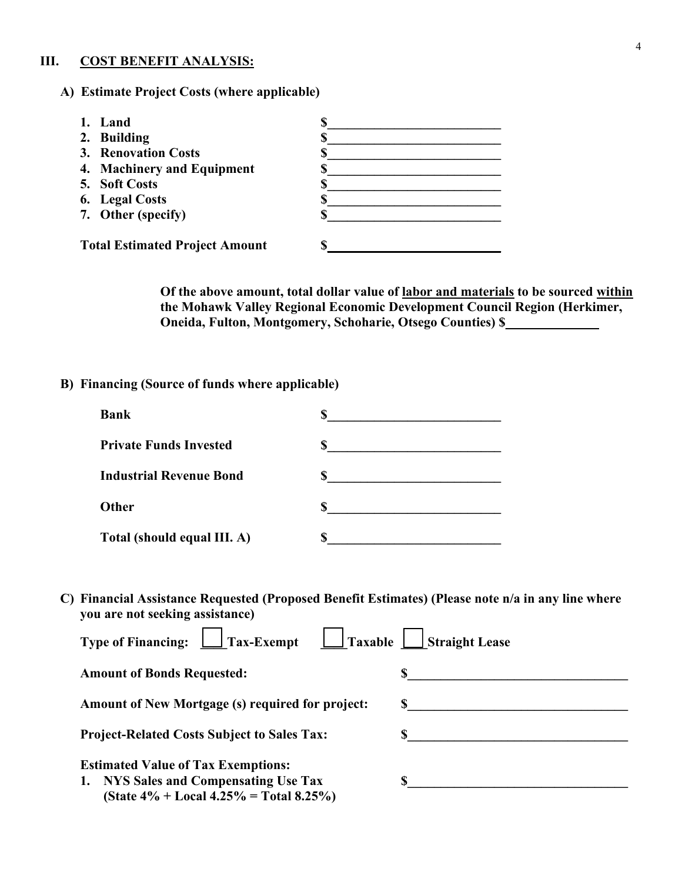## III. COST BENEFIT ANALYSIS:

### A) Estimate Project Costs (where applicable)

| | |
|---|---|
| **1. Land** | **$**\_\_\_\_\_\_\_\_\_\_\_\_\_\_\_\_\_\_\_\_\_\_\_\_\_\_ |
| **2. Building** | **$**\_\_\_\_\_\_\_\_\_\_\_\_\_\_\_\_\_\_\_\_\_\_\_\_\_\_ |
| **3. Renovation Costs** | **$**\_\_\_\_\_\_\_\_\_\_\_\_\_\_\_\_\_\_\_\_\_\_\_\_\_\_ |
| **4. Machinery and Equipment** | **$**\_\_\_\_\_\_\_\_\_\_\_\_\_\_\_\_\_\_\_\_\_\_\_\_\_\_ |
| **5. Soft Costs** | **$**\_\_\_\_\_\_\_\_\_\_\_\_\_\_\_\_\_\_\_\_\_\_\_\_\_\_ |
| **6. Legal Costs** | **$**\_\_\_\_\_\_\_\_\_\_\_\_\_\_\_\_\_\_\_\_\_\_\_\_\_\_ |
| **7. Other (specify)** | **$**\_\_\_\_\_\_\_\_\_\_\_\_\_\_\_\_\_\_\_\_\_\_\_\_\_\_ |
| **Total Estimated Project Amount** | **$**\_\_\_\_\_\_\_\_\_\_\_\_\_\_\_\_\_\_\_\_\_\_\_\_\_\_ |

**Of the above amount, total dollar value of labor and materials to be sourced within the Mohawk Valley Regional Economic Development Council Region (Herkimer, Oneida, Fulton, Montgomery, Schoharie, Otsego Counties) $**\_\_\_\_\_\_\_\_\_\_\_\_\_\_

### B) Financing (Source of funds where applicable)

| | |
|---|---|
| **Bank** | **$**\_\_\_\_\_\_\_\_\_\_\_\_\_\_\_\_\_\_\_\_\_\_\_\_\_\_ |
| **Private Funds Invested** | **$**\_\_\_\_\_\_\_\_\_\_\_\_\_\_\_\_\_\_\_\_\_\_\_\_\_\_ |
| **Industrial Revenue Bond** | **$**\_\_\_\_\_\_\_\_\_\_\_\_\_\_\_\_\_\_\_\_\_\_\_\_\_\_ |
| **Other** | **$**\_\_\_\_\_\_\_\_\_\_\_\_\_\_\_\_\_\_\_\_\_\_\_\_\_\_ |
| **Total (should equal III. A)** | **$**\_\_\_\_\_\_\_\_\_\_\_\_\_\_\_\_\_\_\_\_\_\_\_\_\_\_ |

### C) Financial Assistance Requested (Proposed Benefit Estimates) (Please note n/a in any line where you are not seeking assistance)

**Type of Financing:** ☐ **Tax-Exempt** ☐ **Taxable** ☐ **Straight Lease**

| | |
|---|---|
| **Amount of Bonds Requested:** | **$**\_\_\_\_\_\_\_\_\_\_\_\_\_\_\_\_\_\_\_\_\_\_\_\_\_\_\_\_\_\_\_\_\_\_ |
| **Amount of New Mortgage (s) required for project:** | **$**\_\_\_\_\_\_\_\_\_\_\_\_\_\_\_\_\_\_\_\_\_\_\_\_\_\_\_\_\_\_\_\_\_\_ |
| **Project-Related Costs Subject to Sales Tax:** | **$**\_\_\_\_\_\_\_\_\_\_\_\_\_\_\_\_\_\_\_\_\_\_\_\_\_\_\_\_\_\_\_\_\_\_ |

**Estimated Value of Tax Exemptions:**

| | |
|---|---|
| **1. NYS Sales and Compensating Use Tax (State 4% + Local 4.25% = Total 8.25%)** | **$**\_\_\_\_\_\_\_\_\_\_\_\_\_\_\_\_\_\_\_\_\_\_\_\_\_\_\_\_\_\_\_\_\_\_ |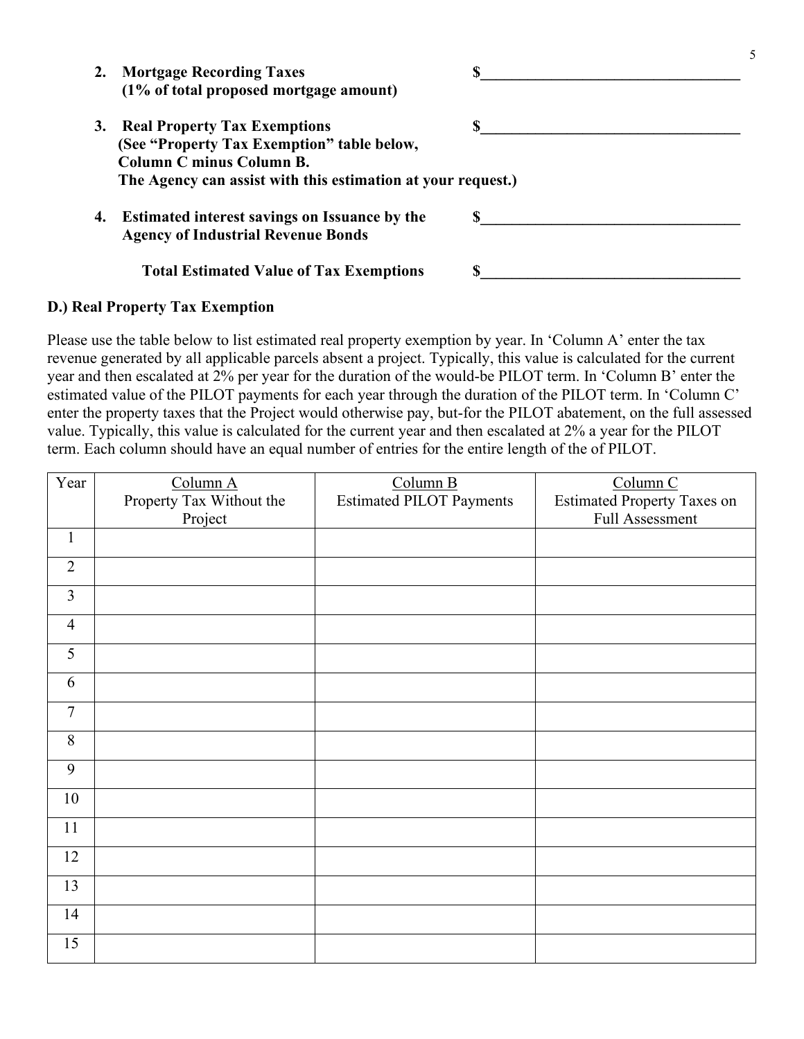2. **Mortgage Recording Taxes** **$\_\_\_\_\_\_\_\_\_\_\_\_\_\_\_\_\_\_\_\_\_\_\_\_\_\_\_\_\_\_\_\_\_\_\_**
   **(1% of total proposed mortgage amount)**

3. **Real Property Tax Exemptions** **$\_\_\_\_\_\_\_\_\_\_\_\_\_\_\_\_\_\_\_\_\_\_\_\_\_\_\_\_\_\_\_\_\_\_\_**
   **(See "Property Tax Exemption" table below,**
   **Column C minus Column B.**
   **The Agency can assist with this estimation at your request.)**

4. **Estimated interest savings on Issuance by the Agency of Industrial Revenue Bonds** **$\_\_\_\_\_\_\_\_\_\_\_\_\_\_\_\_\_\_\_\_\_\_\_\_\_\_\_\_\_\_\_\_\_\_\_**

   **Total Estimated Value of Tax Exemptions** **$\_\_\_\_\_\_\_\_\_\_\_\_\_\_\_\_\_\_\_\_\_\_\_\_\_\_\_\_\_\_\_\_\_\_\_**

**D.) Real Property Tax Exemption**

Please use the table below to list estimated real property exemption by year. In 'Column A' enter the tax revenue generated by all applicable parcels absent a project. Typically, this value is calculated for the current year and then escalated at 2% per year for the duration of the would-be PILOT term. In 'Column B' enter the estimated value of the PILOT payments for each year through the duration of the PILOT term. In 'Column C' enter the property taxes that the Project would otherwise pay, but-for the PILOT abatement, on the full assessed value. Typically, this value is calculated for the current year and then escalated at 2% a year for the PILOT term. Each column should have an equal number of entries for the entire length of the of PILOT.

| Year | Column A<br>Property Tax Without the Project | Column B<br>Estimated PILOT Payments | Column C<br>Estimated Property Taxes on Full Assessment |
|---|---|---|---|
| 1 | | | |
| 2 | | | |
| 3 | | | |
| 4 | | | |
| 5 | | | |
| 6 | | | |
| 7 | | | |
| 8 | | | |
| 9 | | | |
| 10 | | | |
| 11 | | | |
| 12 | | | |
| 13 | | | |
| 14 | | | |
| 15 | | | |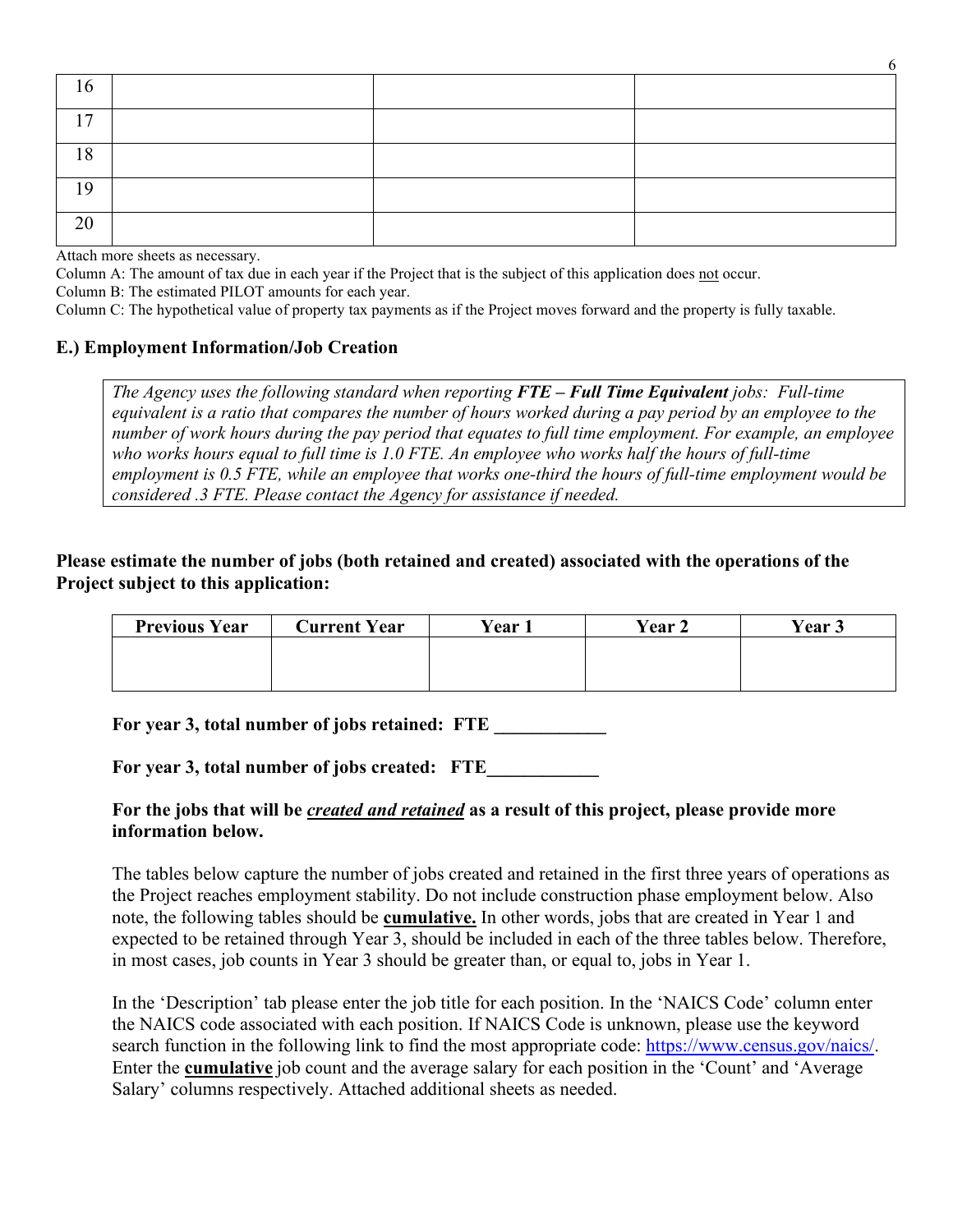| | | | |
|---|---|---|---|
| 16 | | | |
| 17 | | | |
| 18 | | | |
| 19 | | | |
| 20 | | | |

Attach more sheets as necessary.

Column A: The amount of tax due in each year if the Project that is the subject of this application does not occur.

Column B: The estimated PILOT amounts for each year.

Column C: The hypothetical value of property tax payments as if the Project moves forward and the property is fully taxable.

### E.) Employment Information/Job Creation

*The Agency uses the following standard when reporting **FTE – Full Time Equivalent** jobs: Full-time equivalent is a ratio that compares the number of hours worked during a pay period by an employee to the number of work hours during the pay period that equates to full time employment. For example, an employee who works hours equal to full time is 1.0 FTE. An employee who works half the hours of full-time employment is 0.5 FTE, while an employee that works one-third the hours of full-time employment would be considered .3 FTE. Please contact the Agency for assistance if needed.*

**Please estimate the number of jobs (both retained and created) associated with the operations of the Project subject to this application:**

| Previous Year | Current Year | Year 1 | Year 2 | Year 3 |
|---|---|---|---|---|
| | | | | |

**For year 3, total number of jobs retained: FTE ____________**

**For year 3, total number of jobs created: FTE____________**

**For the jobs that will be *created and retained* as a result of this project, please provide more information below.**

The tables below capture the number of jobs created and retained in the first three years of operations as the Project reaches employment stability. Do not include construction phase employment below. Also note, the following tables should be **cumulative.** In other words, jobs that are created in Year 1 and expected to be retained through Year 3, should be included in each of the three tables below. Therefore, in most cases, job counts in Year 3 should be greater than, or equal to, jobs in Year 1.

In the 'Description' tab please enter the job title for each position. In the 'NAICS Code' column enter the NAICS code associated with each position. If NAICS Code is unknown, please use the keyword search function in the following link to find the most appropriate code: https://www.census.gov/naics/. Enter the **cumulative** job count and the average salary for each position in the 'Count' and 'Average Salary' columns respectively. Attached additional sheets as needed.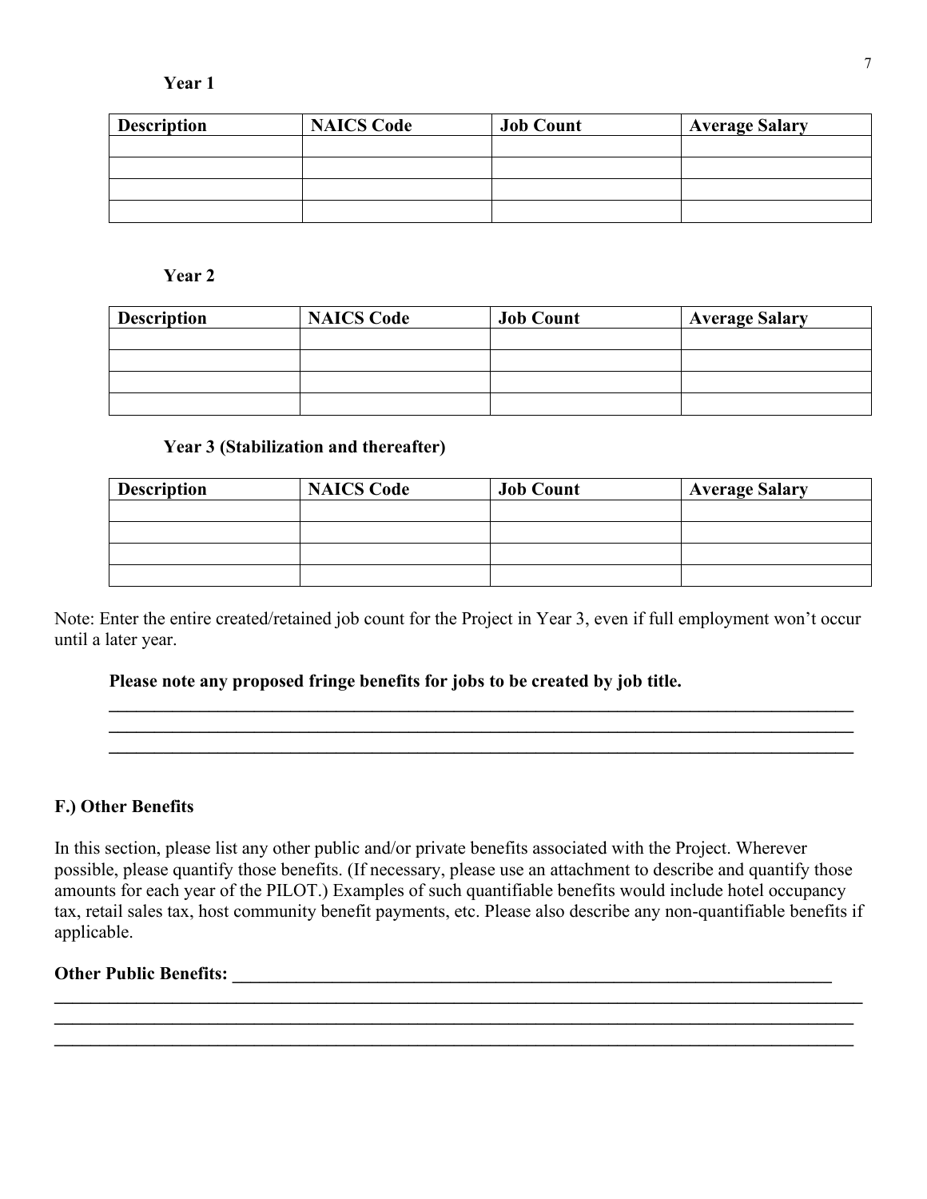**Year 1**

| Description | NAICS Code | Job Count | Average Salary |
|---|---|---|---|
| | | | |
| | | | |
| | | | |
| | | | |

**Year 2**

| Description | NAICS Code | Job Count | Average Salary |
|---|---|---|---|
| | | | |
| | | | |
| | | | |
| | | | |

**Year 3 (Stabilization and thereafter)**

| Description | NAICS Code | Job Count | Average Salary |
|---|---|---|---|
| | | | |
| | | | |
| | | | |
| | | | |

Note: Enter the entire created/retained job count for the Project in Year 3, even if full employment won't occur until a later year.

**Please note any proposed fringe benefits for jobs to be created by job title.**

______________________________________________________________________________
______________________________________________________________________________
______________________________________________________________________________

**F.) Other Benefits**

In this section, please list any other public and/or private benefits associated with the Project. Wherever possible, please quantify those benefits. (If necessary, please use an attachment to describe and quantify those amounts for each year of the PILOT.) Examples of such quantifiable benefits would include hotel occupancy tax, retail sales tax, host community benefit payments, etc. Please also describe any non-quantifiable benefits if applicable.

**Other Public Benefits:** ______________________________________________________________
______________________________________________________________________________
______________________________________________________________________________
______________________________________________________________________________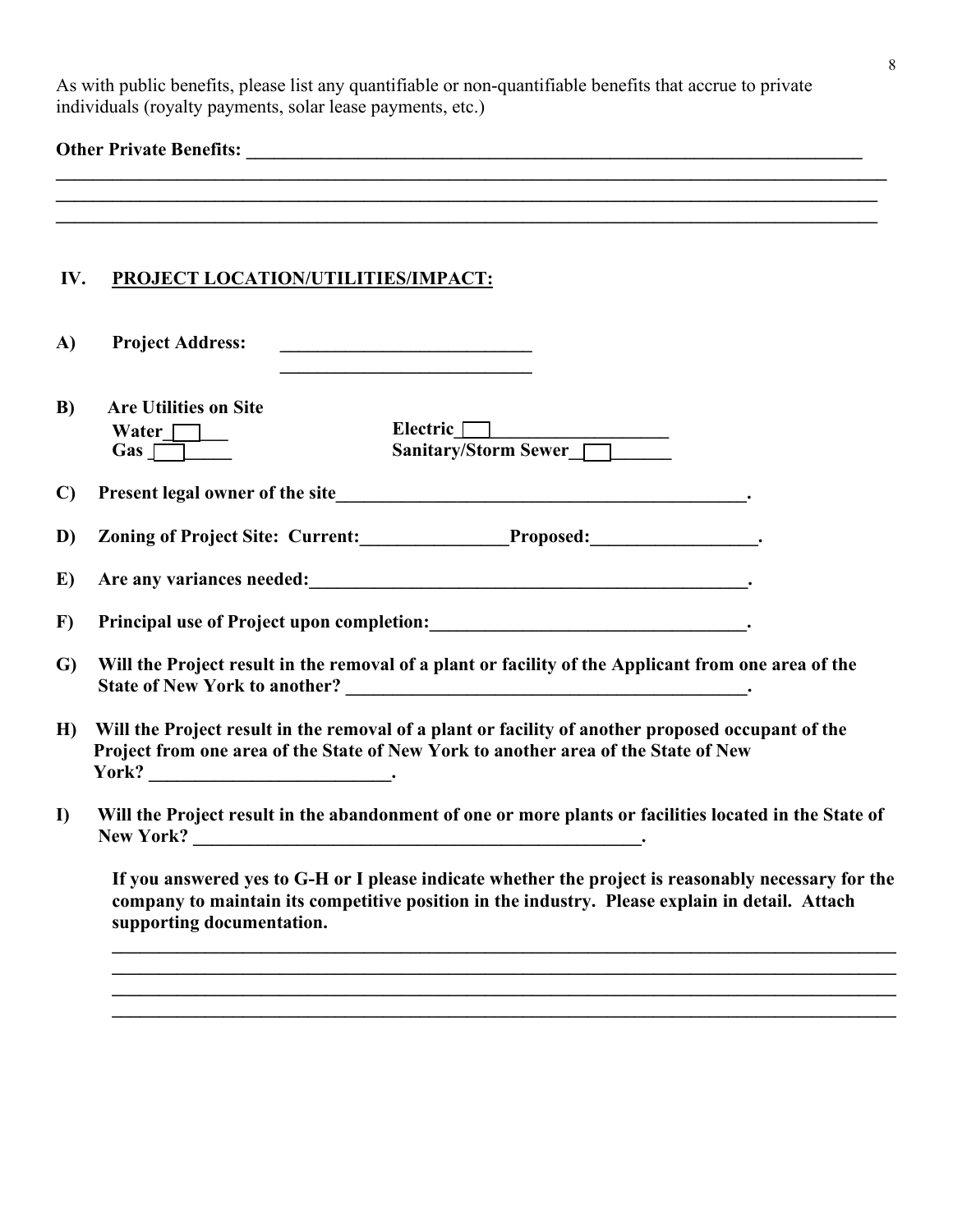As with public benefits, please list any quantifiable or non-quantifiable benefits that accrue to private individuals (royalty payments, solar lease payments, etc.)

**Other Private Benefits:** ____________________________________________________________________

______________________________________________________________________________________

______________________________________________________________________________________

______________________________________________________________________________________

## IV. PROJECT LOCATION/UTILITIES/IMPACT:

**A) Project Address:** ____________________________

____________________________

**B) Are Utilities on Site**

**Water** ☐ 　　　　　 **Electric** ☐

**Gas** ☐ 　　　　　 **Sanitary/Storm Sewer** ☐

**C) Present legal owner of the site**______________________________________________.

**D) Zoning of Project Site: Current:**________________**Proposed:**__________________.

**E) Are any variances needed:**__________________________________________________.

**F) Principal use of Project upon completion:**__________________________________.

**G) Will the Project result in the removal of a plant or facility of the Applicant from one area of the State of New York to another?** ____________________________________________.

**H) Will the Project result in the removal of a plant or facility of another proposed occupant of the Project from one area of the State of New York to another area of the State of New York?** __________________________.

**I) Will the Project result in the abandonment of one or more plants or facilities located in the State of New York?** ___________________________________________________.

**If you answered yes to G-H or I please indicate whether the project is reasonably necessary for the company to maintain its competitive position in the industry. Please explain in detail. Attach supporting documentation.**

______________________________________________________________________________________

______________________________________________________________________________________

______________________________________________________________________________________

______________________________________________________________________________________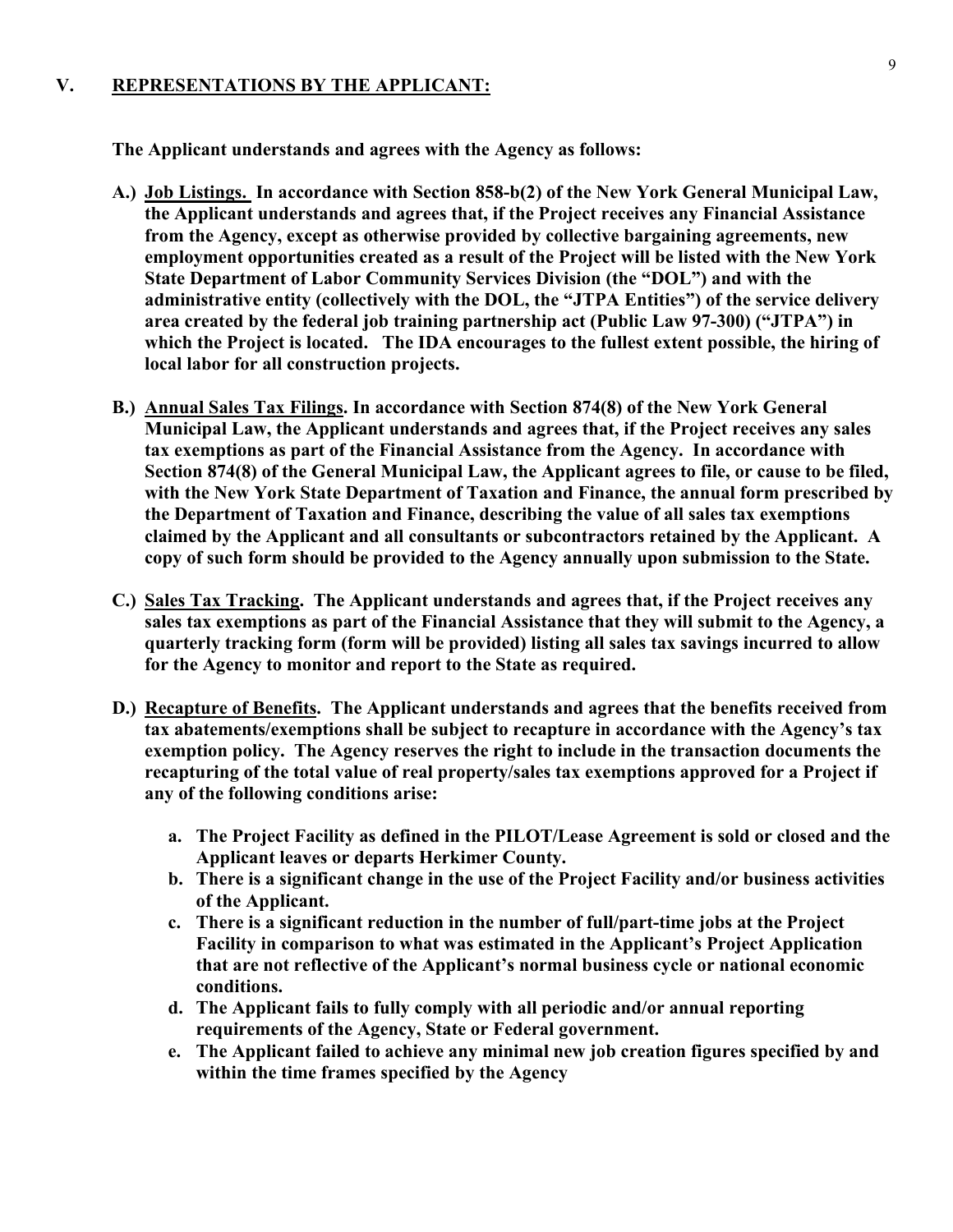## V. REPRESENTATIONS BY THE APPLICANT:

**The Applicant understands and agrees with the Agency as follows:**

**A.) Job Listings. In accordance with Section 858-b(2) of the New York General Municipal Law, the Applicant understands and agrees that, if the Project receives any Financial Assistance from the Agency, except as otherwise provided by collective bargaining agreements, new employment opportunities created as a result of the Project will be listed with the New York State Department of Labor Community Services Division (the "DOL") and with the administrative entity (collectively with the DOL, the "JTPA Entities") of the service delivery area created by the federal job training partnership act (Public Law 97-300) ("JTPA") in which the Project is located. The IDA encourages to the fullest extent possible, the hiring of local labor for all construction projects.**

**B.) Annual Sales Tax Filings. In accordance with Section 874(8) of the New York General Municipal Law, the Applicant understands and agrees that, if the Project receives any sales tax exemptions as part of the Financial Assistance from the Agency. In accordance with Section 874(8) of the General Municipal Law, the Applicant agrees to file, or cause to be filed, with the New York State Department of Taxation and Finance, the annual form prescribed by the Department of Taxation and Finance, describing the value of all sales tax exemptions claimed by the Applicant and all consultants or subcontractors retained by the Applicant. A copy of such form should be provided to the Agency annually upon submission to the State.**

**C.) Sales Tax Tracking. The Applicant understands and agrees that, if the Project receives any sales tax exemptions as part of the Financial Assistance that they will submit to the Agency, a quarterly tracking form (form will be provided) listing all sales tax savings incurred to allow for the Agency to monitor and report to the State as required.**

**D.) Recapture of Benefits. The Applicant understands and agrees that the benefits received from tax abatements/exemptions shall be subject to recapture in accordance with the Agency's tax exemption policy. The Agency reserves the right to include in the transaction documents the recapturing of the total value of real property/sales tax exemptions approved for a Project if any of the following conditions arise:**

**a. The Project Facility as defined in the PILOT/Lease Agreement is sold or closed and the Applicant leaves or departs Herkimer County.**

**b. There is a significant change in the use of the Project Facility and/or business activities of the Applicant.**

**c. There is a significant reduction in the number of full/part-time jobs at the Project Facility in comparison to what was estimated in the Applicant's Project Application that are not reflective of the Applicant's normal business cycle or national economic conditions.**

**d. The Applicant fails to fully comply with all periodic and/or annual reporting requirements of the Agency, State or Federal government.**

**e. The Applicant failed to achieve any minimal new job creation figures specified by and within the time frames specified by the Agency**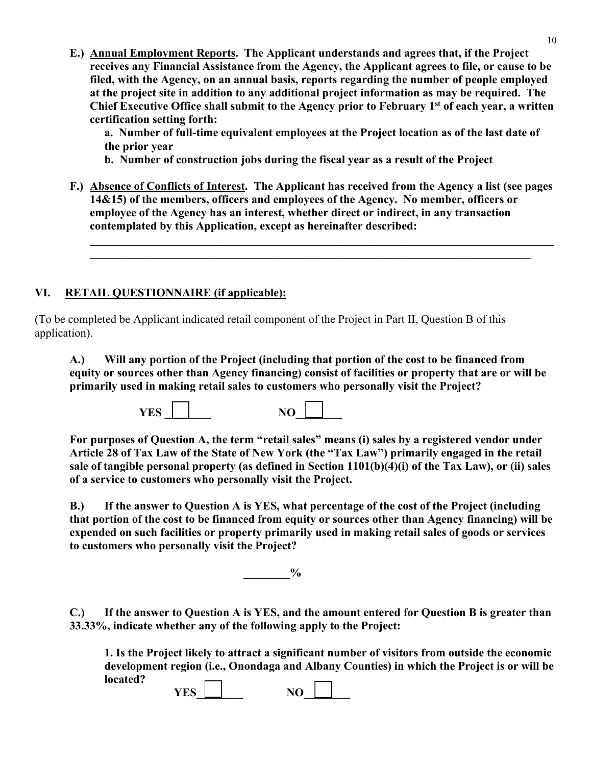**E.) <u>Annual Employment Reports</u>. The Applicant understands and agrees that, if the Project receives any Financial Assistance from the Agency, the Applicant agrees to file, or cause to be filed, with the Agency, on an annual basis, reports regarding the number of people employed at the project site in addition to any additional project information as may be required. The Chief Executive Office shall submit to the Agency prior to February 1st of each year, a written certification setting forth:**

**a. Number of full-time equivalent employees at the Project location as of the last date of the prior year**

**b. Number of construction jobs during the fiscal year as a result of the Project**

**F.) <u>Absence of Conflicts of Interest</u>. The Applicant has received from the Agency a list (see pages 14&15) of the members, officers and employees of the Agency. No member, officers or employee of the Agency has an interest, whether direct or indirect, in any transaction contemplated by this Application, except as hereinafter described:**

______________________________________________________________________________
______________________________________________________________________________

## VI. RETAIL QUESTIONNAIRE (if applicable):

(To be completed be Applicant indicated retail component of the Project in Part II, Question B of this application).

**A.) Will any portion of the Project (including that portion of the cost to be financed from equity or sources other than Agency financing) consist of facilities or property that are or will be primarily used in making retail sales to customers who personally visit the Project?**

**YES ☐ NO ☐**

**For purposes of Question A, the term "retail sales" means (i) sales by a registered vendor under Article 28 of Tax Law of the State of New York (the "Tax Law") primarily engaged in the retail sale of tangible personal property (as defined in Section 1101(b)(4)(i) of the Tax Law), or (ii) sales of a service to customers who personally visit the Project.**

**B.) If the answer to Question A is YES, what percentage of the cost of the Project (including that portion of the cost to be financed from equity or sources other than Agency financing) will be expended on such facilities or property primarily used in making retail sales of goods or services to customers who personally visit the Project?**

**________%**

**C.) If the answer to Question A is YES, and the amount entered for Question B is greater than 33.33%, indicate whether any of the following apply to the Project:**

**1. Is the Project likely to attract a significant number of visitors from outside the economic development region (i.e., Onondaga and Albany Counties) in which the Project is or will be located?**

**YES ☐ NO ☐**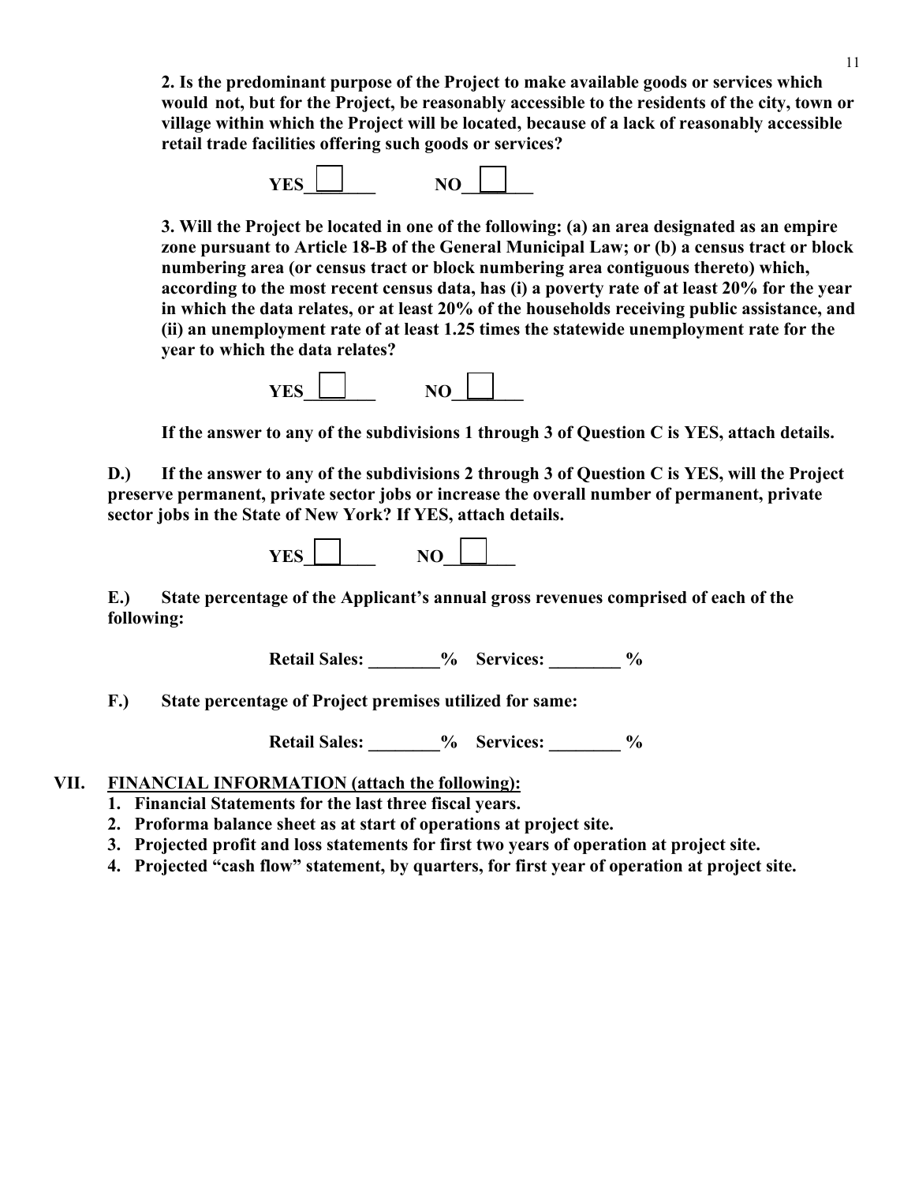**2. Is the predominant purpose of the Project to make available goods or services which would not, but for the Project, be reasonably accessible to the residents of the city, town or village within which the Project will be located, because of a lack of reasonably accessible retail trade facilities offering such goods or services?**

**YES** ☐ **NO** ☐

**3. Will the Project be located in one of the following: (a) an area designated as an empire zone pursuant to Article 18-B of the General Municipal Law; or (b) a census tract or block numbering area (or census tract or block numbering area contiguous thereto) which, according to the most recent census data, has (i) a poverty rate of at least 20% for the year in which the data relates, or at least 20% of the households receiving public assistance, and (ii) an unemployment rate of at least 1.25 times the statewide unemployment rate for the year to which the data relates?**

**YES** ☐ **NO** ☐

**If the answer to any of the subdivisions 1 through 3 of Question C is YES, attach details.**

**D.) If the answer to any of the subdivisions 2 through 3 of Question C is YES, will the Project preserve permanent, private sector jobs or increase the overall number of permanent, private sector jobs in the State of New York? If YES, attach details.**

**YES** ☐ **NO** ☐

**E.) State percentage of the Applicant's annual gross revenues comprised of each of the following:**

**Retail Sales: ________% Services: ________ %**

**F.) State percentage of Project premises utilized for same:**

**Retail Sales: ________% Services: ________ %**

## VII. FINANCIAL INFORMATION (attach the following):

1. **Financial Statements for the last three fiscal years.**
2. **Proforma balance sheet as at start of operations at project site.**
3. **Projected profit and loss statements for first two years of operation at project site.**
4. **Projected "cash flow" statement, by quarters, for first year of operation at project site.**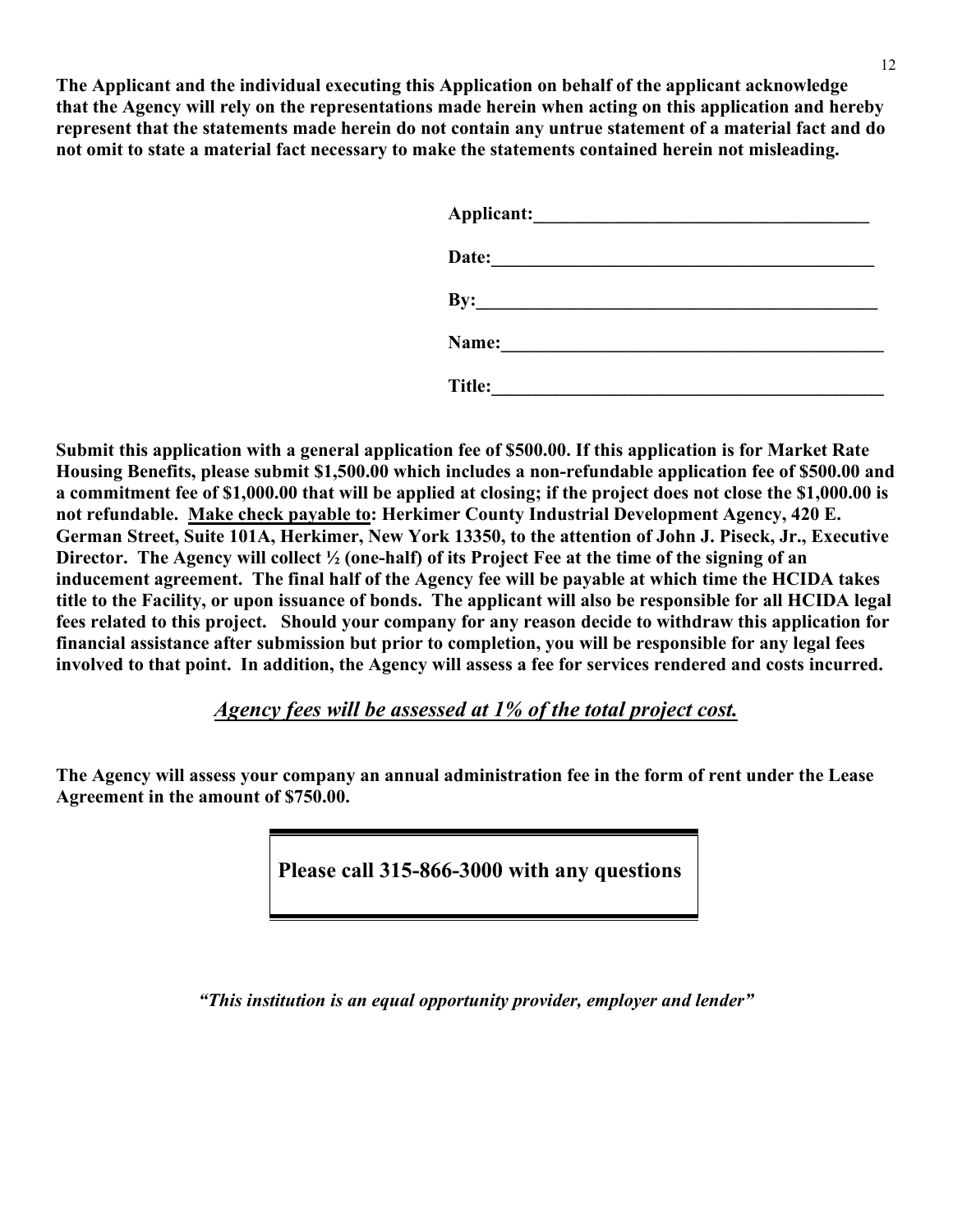**The Applicant and the individual executing this Application on behalf of the applicant acknowledge that the Agency will rely on the representations made herein when acting on this application and hereby represent that the statements made herein do not contain any untrue statement of a material fact and do not omit to state a material fact necessary to make the statements contained herein not misleading.**

**Applicant:**______________________________________

**Date:**_____________________________________________

**By:**_______________________________________________

**Name:**____________________________________________

**Title:**_____________________________________________

**Submit this application with a general application fee of $500.00. If this application is for Market Rate Housing Benefits, please submit $1,500.00 which includes a non-refundable application fee of $500.00 and a commitment fee of $1,000.00 that will be applied at closing; if the project does not close the $1,000.00 is not refundable. <u>Make check payable to</u>: Herkimer County Industrial Development Agency, 420 E. German Street, Suite 101A, Herkimer, New York 13350, to the attention of John J. Piseck, Jr., Executive Director. The Agency will collect ½ (one-half) of its Project Fee at the time of the signing of an inducement agreement. The final half of the Agency fee will be payable at which time the HCIDA takes title to the Facility, or upon issuance of bonds. The applicant will also be responsible for all HCIDA legal fees related to this project. Should your company for any reason decide to withdraw this application for financial assistance after submission but prior to completion, you will be responsible for any legal fees involved to that point. In addition, the Agency will assess a fee for services rendered and costs incurred.**

***<u>Agency fees will be assessed at 1% of the total project cost.</u>***

**The Agency will assess your company an annual administration fee in the form of rent under the Lease Agreement in the amount of $750.00.**

**Please call 315-866-3000 with any questions**

***"This institution is an equal opportunity provider, employer and lender"***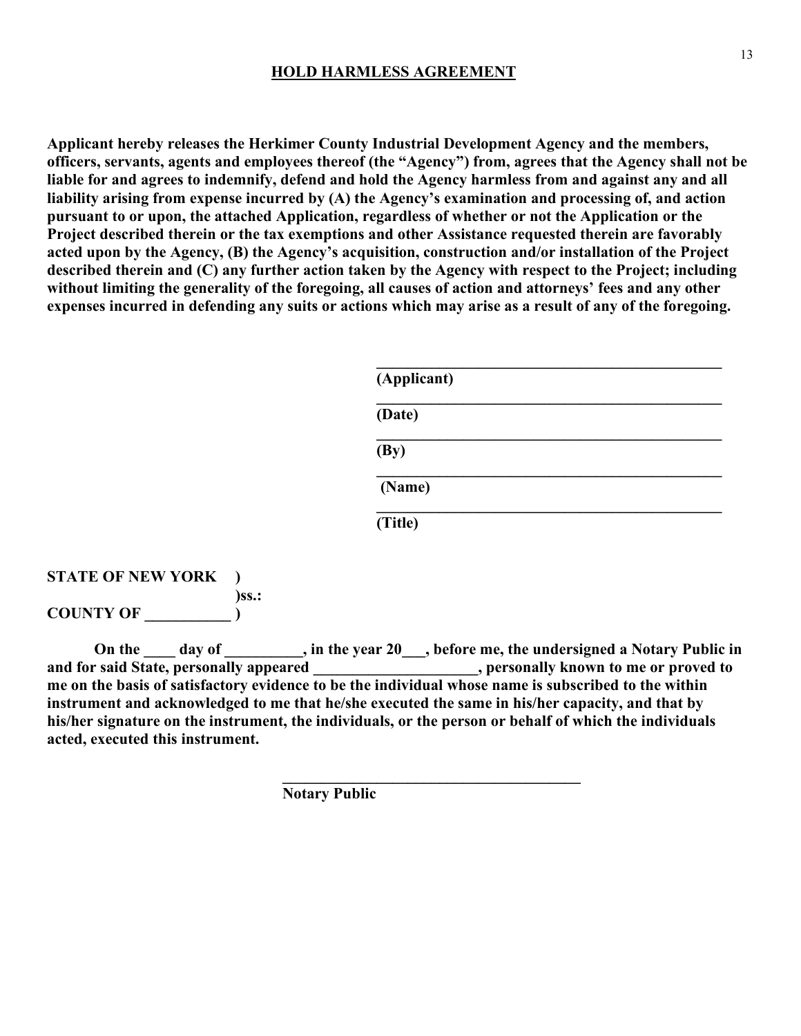## HOLD HARMLESS AGREEMENT

**Applicant hereby releases the Herkimer County Industrial Development Agency and the members, officers, servants, agents and employees thereof (the "Agency") from, agrees that the Agency shall not be liable for and agrees to indemnify, defend and hold the Agency harmless from and against any and all liability arising from expense incurred by (A) the Agency's examination and processing of, and action pursuant to or upon, the attached Application, regardless of whether or not the Application or the Project described therein or the tax exemptions and other Assistance requested therein are favorably acted upon by the Agency, (B) the Agency's acquisition, construction and/or installation of the Project described therein and (C) any further action taken by the Agency with respect to the Project; including without limiting the generality of the foregoing, all causes of action and attorneys' fees and any other expenses incurred in defending any suits or actions which may arise as a result of any of the foregoing.**

______________________________________________
**(Applicant)**

______________________________________________
**(Date)**

______________________________________________
**(By)**

______________________________________________
**(Name)**

______________________________________________
**(Title)**

**STATE OF NEW YORK )**
**)ss.:**
**COUNTY OF ___________ )**

**On the ____ day of __________, in the year 20___, before me, the undersigned a Notary Public in and for said State, personally appeared _____________________, personally known to me or proved to me on the basis of satisfactory evidence to be the individual whose name is subscribed to the within instrument and acknowledged to me that he/she executed the same in his/her capacity, and that by his/her signature on the instrument, the individuals, or the person or behalf of which the individuals acted, executed this instrument.**

_______________________________________
**Notary Public**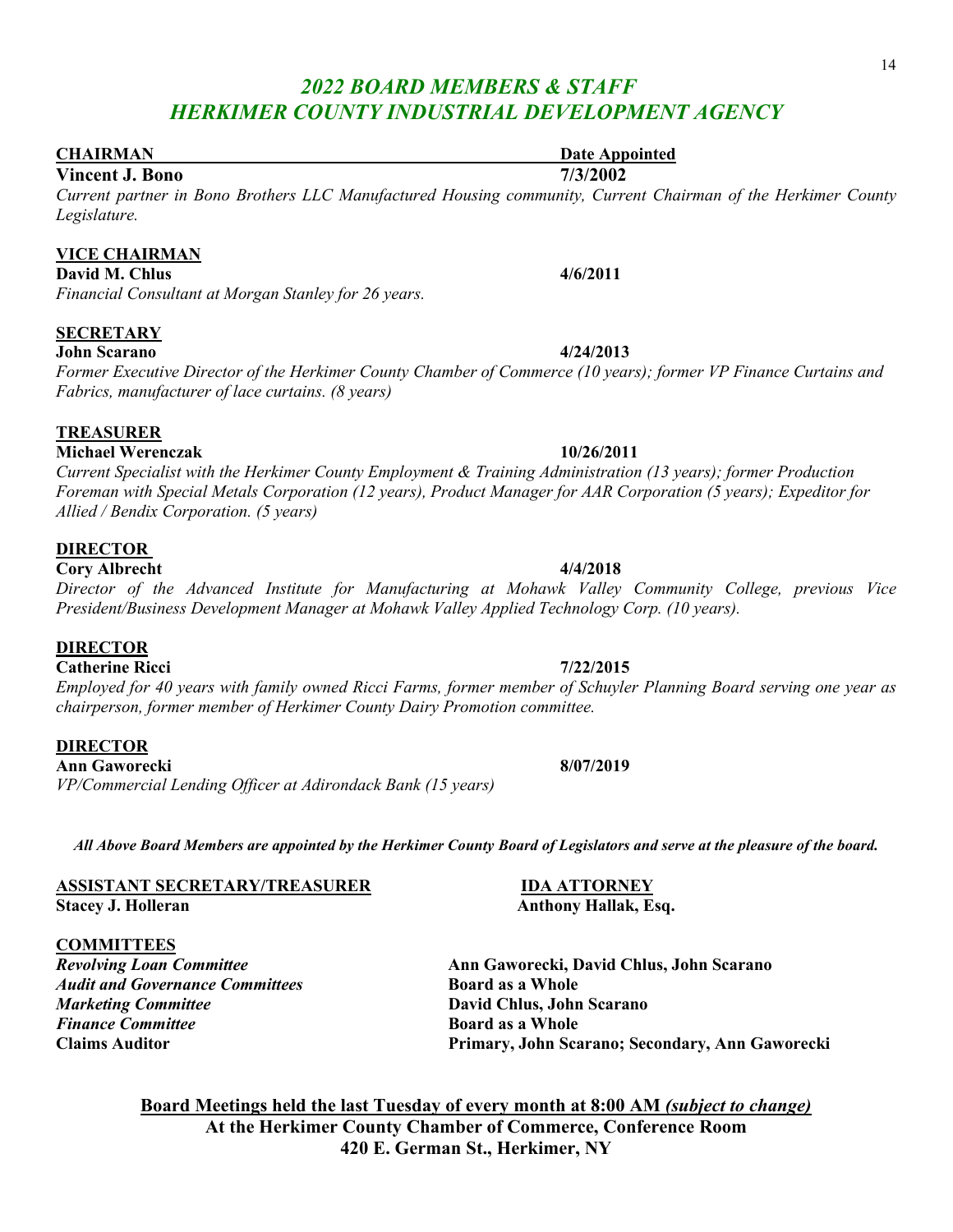# *2022 BOARD MEMBERS & STAFF*
# *HERKIMER COUNTY INDUSTRIAL DEVELOPMENT AGENCY*

| **CHAIRMAN** | **Date Appointed** |
|---|---|
| **Vincent J. Bono** | **7/3/2002** |

*Current partner in Bono Brothers LLC Manufactured Housing community, Current Chairman of the Herkimer County Legislature.*

**VICE CHAIRMAN**

**David M. Chlus** — **4/6/2011**

*Financial Consultant at Morgan Stanley for 26 years.*

**SECRETARY**

**John Scarano** — **4/24/2013**

*Former Executive Director of the Herkimer County Chamber of Commerce (10 years); former VP Finance Curtains and Fabrics, manufacturer of lace curtains. (8 years)*

**TREASURER**

**Michael Werenczak** — **10/26/2011**

*Current Specialist with the Herkimer County Employment & Training Administration (13 years); former Production Foreman with Special Metals Corporation (12 years), Product Manager for AAR Corporation (5 years); Expeditor for Allied / Bendix Corporation. (5 years)*

**DIRECTOR**

**Cory Albrecht** — **4/4/2018**

*Director of the Advanced Institute for Manufacturing at Mohawk Valley Community College, previous Vice President/Business Development Manager at Mohawk Valley Applied Technology Corp. (10 years).*

**DIRECTOR**

**Catherine Ricci** — **7/22/2015**

*Employed for 40 years with family owned Ricci Farms, former member of Schuyler Planning Board serving one year as chairperson, former member of Herkimer County Dairy Promotion committee.*

**DIRECTOR**

**Ann Gaworecki** — **8/07/2019**

*VP/Commercial Lending Officer at Adirondack Bank (15 years)*

***All Above Board Members are appointed by the Herkimer County Board of Legislators and serve at the pleasure of the board.***

| **ASSISTANT SECRETARY/TREASURER** | **IDA ATTORNEY** |
|---|---|
| **Stacey J. Holleran** | **Anthony Hallak, Esq.** |

**COMMITTEES**

| | |
|---|---|
| ***Revolving Loan Committee*** | **Ann Gaworecki, David Chlus, John Scarano** |
| ***Audit and Governance Committees*** | **Board as a Whole** |
| ***Marketing Committee*** | **David Chlus, John Scarano** |
| ***Finance Committee*** | **Board as a Whole** |
| **Claims Auditor** | **Primary, John Scarano; Secondary, Ann Gaworecki** |

**Board Meetings held the last Tuesday of every month at 8:00 AM *(subject to change)***
**At the Herkimer County Chamber of Commerce, Conference Room**
**420 E. German St., Herkimer, NY**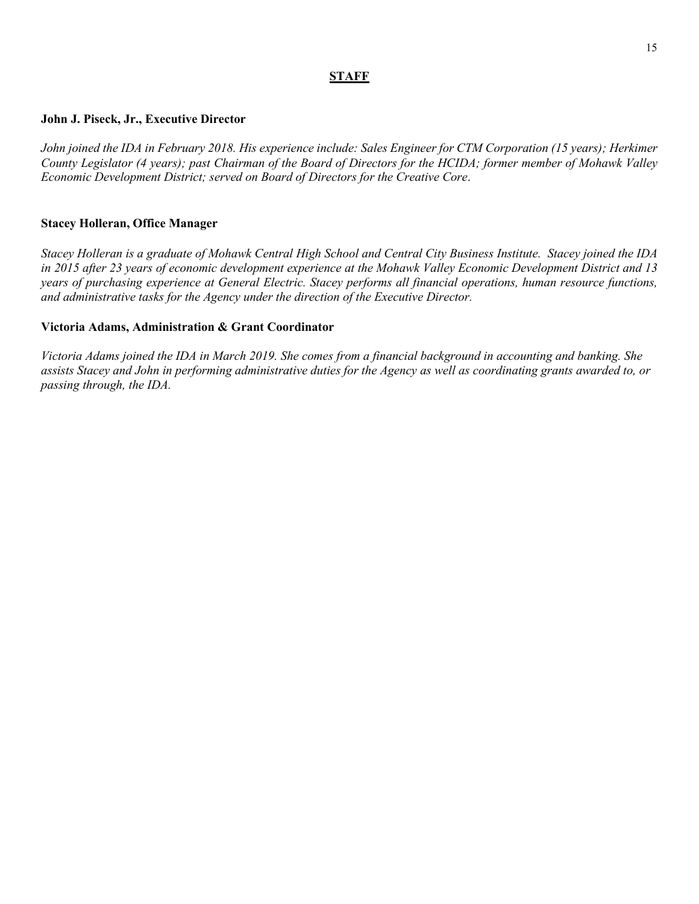## STAFF

**John J. Piseck, Jr., Executive Director**

*John joined the IDA in February 2018. His experience include: Sales Engineer for CTM Corporation (15 years); Herkimer County Legislator (4 years); past Chairman of the Board of Directors for the HCIDA; former member of Mohawk Valley Economic Development District; served on Board of Directors for the Creative Core.*

**Stacey Holleran, Office Manager**

*Stacey Holleran is a graduate of Mohawk Central High School and Central City Business Institute. Stacey joined the IDA in 2015 after 23 years of economic development experience at the Mohawk Valley Economic Development District and 13 years of purchasing experience at General Electric. Stacey performs all financial operations, human resource functions, and administrative tasks for the Agency under the direction of the Executive Director.*

**Victoria Adams, Administration & Grant Coordinator**

*Victoria Adams joined the IDA in March 2019. She comes from a financial background in accounting and banking. She assists Stacey and John in performing administrative duties for the Agency as well as coordinating grants awarded to, or passing through, the IDA.*